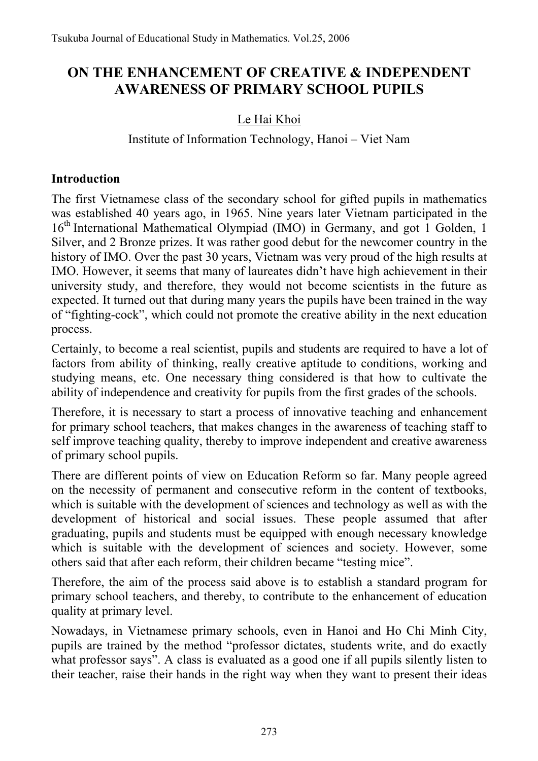# ON THE ENHANCEMENT OF CREATIVE & INDEPENDENT AWARENESS OF PRIMARY SCHOOL PUPILS

Le Hai Khoi

Institute of Information Technology, Hanoi – Viet Nam

## Introduction

The first Vietnamese class of the secondary school for gifted pupils in mathematics was established 40 years ago, in 1965. Nine years later Vietnam participated in the 16th International Mathematical Olympiad (IMO) in Germany, and got 1 Golden, 1 Silver, and 2 Bronze prizes. It was rather good debut for the newcomer country in the history of IMO. Over the past 30 years, Vietnam was very proud of the high results at IMO. However, it seems that many of laureates didn't have high achievement in their university study, and therefore, they would not become scientists in the future as expected. It turned out that during many years the pupils have been trained in the way of "fighting-cock", which could not promote the creative ability in the next education process.

Certainly, to become a real scientist, pupils and students are required to have a lot of factors from ability of thinking, really creative aptitude to conditions, working and studying means, etc. One necessary thing considered is that how to cultivate the ability of independence and creativity for pupils from the first grades of the schools.

Therefore, it is necessary to start a process of innovative teaching and enhancement for primary school teachers, that makes changes in the awareness of teaching staff to self improve teaching quality, thereby to improve independent and creative awareness of primary school pupils.

There are different points of view on Education Reform so far. Many people agreed on the necessity of permanent and consecutive reform in the content of textbooks, which is suitable with the development of sciences and technology as well as with the development of historical and social issues. These people assumed that after graduating, pupils and students must be equipped with enough necessary knowledge which is suitable with the development of sciences and society. However, some others said that after each reform, their children became "testing mice".

Therefore, the aim of the process said above is to establish a standard program for primary school teachers, and thereby, to contribute to the enhancement of education quality at primary level.

Nowadays, in Vietnamese primary schools, even in Hanoi and Ho Chi Minh City, pupils are trained by the method "professor dictates, students write, and do exactly what professor says". A class is evaluated as a good one if all pupils silently listen to their teacher, raise their hands in the right way when they want to present their ideas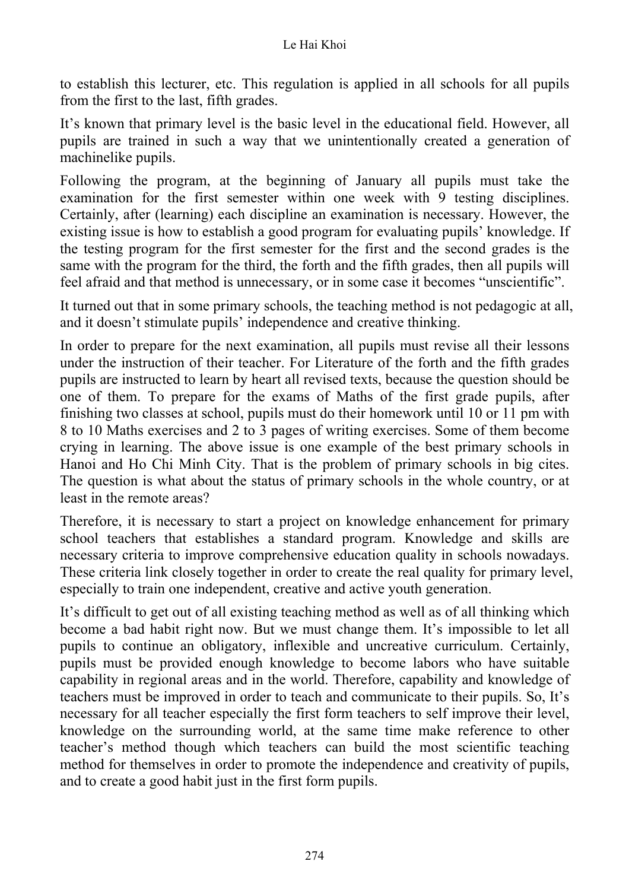to establish this lecturer, etc. This regulation is applied in all schools for all pupils from the first to the last, fifth grades.

It's known that primary level is the basic level in the educational field. However, all pupils are trained in such a way that we unintentionally created a generation of machinelike pupils.

Following the program, at the beginning of January all pupils must take the examination for the first semester within one week with 9 testing disciplines. Certainly, after (learning) each discipline an examination is necessary. However, the existing issue is how to establish a good program for evaluating pupils' knowledge. If the testing program for the first semester for the first and the second grades is the same with the program for the third, the forth and the fifth grades, then all pupils will feel afraid and that method is unnecessary, or in some case it becomes "unscientific".

It turned out that in some primary schools, the teaching method is not pedagogic at all, and it doesn't stimulate pupils' independence and creative thinking.

In order to prepare for the next examination, all pupils must revise all their lessons under the instruction of their teacher. For Literature of the forth and the fifth grades pupils are instructed to learn by heart all revised texts, because the question should be one of them. To prepare for the exams of Maths of the first grade pupils, after finishing two classes at school, pupils must do their homework until 10 or 11 pm with 8 to 10 Maths exercises and 2 to 3 pages of writing exercises. Some of them become crying in learning. The above issue is one example of the best primary schools in Hanoi and Ho Chi Minh City. That is the problem of primary schools in big cites. The question is what about the status of primary schools in the whole country, or at least in the remote areas?

Therefore, it is necessary to start a project on knowledge enhancement for primary school teachers that establishes a standard program. Knowledge and skills are necessary criteria to improve comprehensive education quality in schools nowadays. These criteria link closely together in order to create the real quality for primary level, especially to train one independent, creative and active youth generation.

It's difficult to get out of all existing teaching method as well as of all thinking which become a bad habit right now. But we must change them. It's impossible to let all pupils to continue an obligatory, inflexible and uncreative curriculum. Certainly, pupils must be provided enough knowledge to become labors who have suitable capability in regional areas and in the world. Therefore, capability and knowledge of teachers must be improved in order to teach and communicate to their pupils. So, It's necessary for all teacher especially the first form teachers to self improve their level, knowledge on the surrounding world, at the same time make reference to other teacher's method though which teachers can build the most scientific teaching method for themselves in order to promote the independence and creativity of pupils, and to create a good habit just in the first form pupils.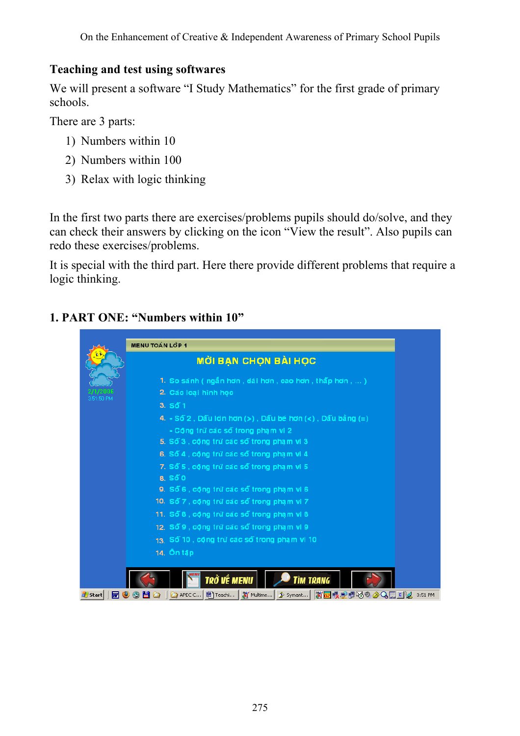## Teaching and test using softwares

We will present a software "I Study Mathematics" for the first grade of primary schools.

There are 3 parts:

1) Numbers within 10
2) Numbers within 100
3) Relax with logic thinking

In the first two parts there are exercises/problems pupils should do/solve, and they can check their answers by clicking on the icon "View the result". Also pupils can redo these exercises/problems.

It is special with the third part. Here there provide different problems that require a logic thinking.

### 1. PART ONE: "Numbers within 10"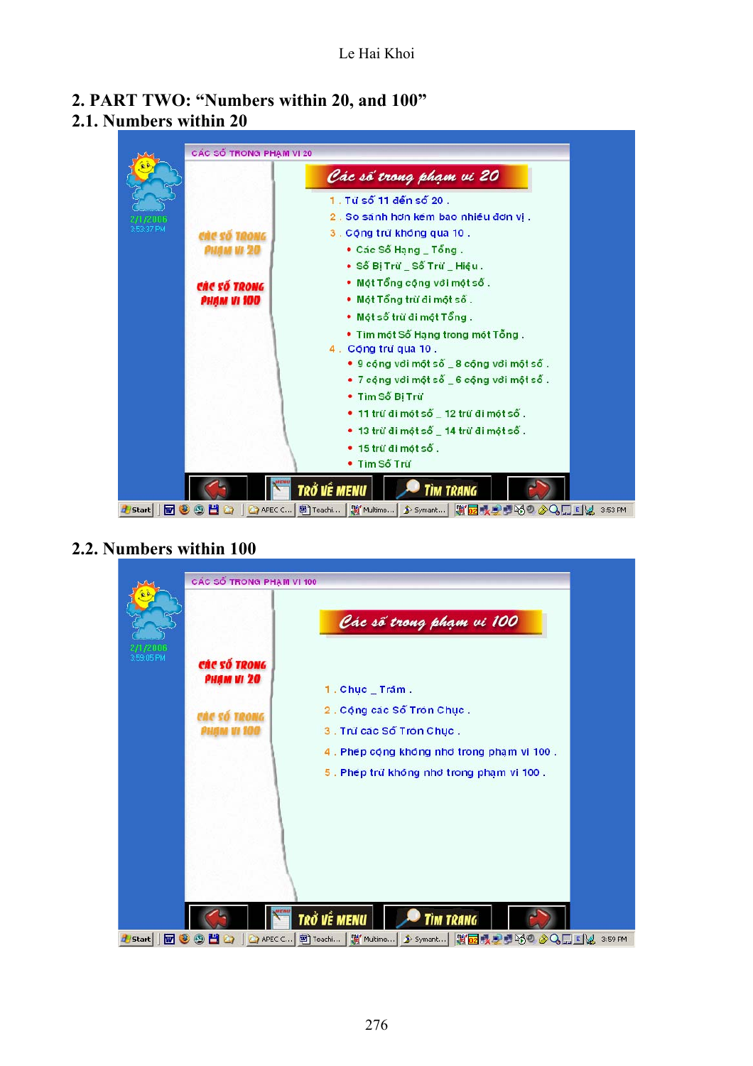## 2. PART TWO: "Numbers within 20, and 100"

### 2.1. Numbers within 20

CÁC SỐ TRONG PHẠM VI 20

**Các số trong phạm vi 20**

1. Từ số 11 đến số 20 .
2. So sánh hơn kém bao nhiêu đơn vị .
3. Cộng trừ không qua 10 .
   - Các Số Hạng _ Tổng .
   - Số Bị Trừ _ Số Trừ _ Hiệu .
   - Một Tổng cộng với một số .
   - Một Tổng trừ đi một số .
   - Một số trừ đi một Tổng .
   - Tìm một Số Hạng trong một Tổng .
4. Cộng trừ qua 10 .
   - 9 cộng với một số _ 8 cộng với một số .
   - 7 cộng với một số _ 6 cộng với một số .
   - Tìm Số Bị Trừ
   - 11 trừ đi một số _ 12 trừ đi một số .
   - 13 trừ đi một số _ 14 trừ đi một số .
   - 15 trừ đi một số .
   - Tìm Số Trừ

CÁC SỐ TRONG PHẠM VI 20 | CÁC SỐ TRONG PHẠM VI 100

TRỞ VỀ MENU | TÌM TRANG

### 2.2. Numbers within 100

CÁC SỐ TRONG PHẠM VI 100

**Các số trong phạm vi 100**

1. Chục _ Trăm .
2. Cộng các Số Tròn Chục .
3. Trừ các Số Tròn Chục .
4. Phép cộng không nhớ trong phạm vi 100 .
5. Phép trừ không nhớ trong phạm vi 100 .

CÁC SỐ TRONG PHẠM VI 20 | CÁC SỐ TRONG PHẠM VI 100

TRỞ VỀ MENU | TÌM TRANG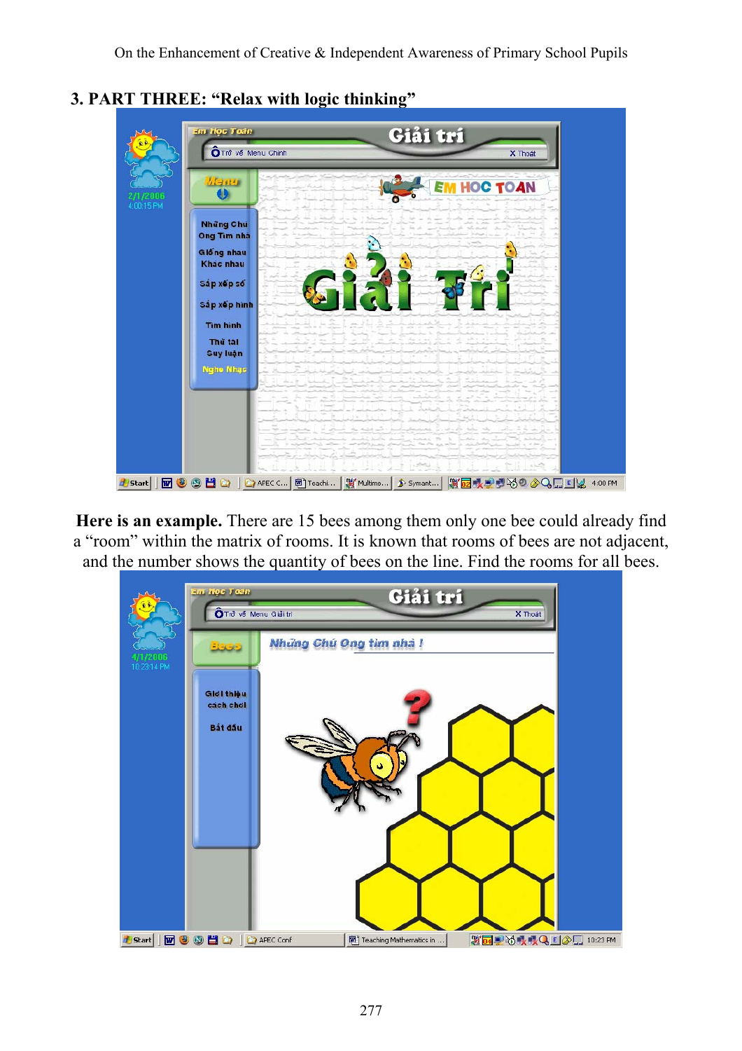## 3. PART THREE: "Relax with logic thinking"

**Here is an example.** There are 15 bees among them only one bee could already find a "room" within the matrix of rooms. It is known that rooms of bees are not adjacent, and the number shows the quantity of bees on the line. Find the rooms for all bees.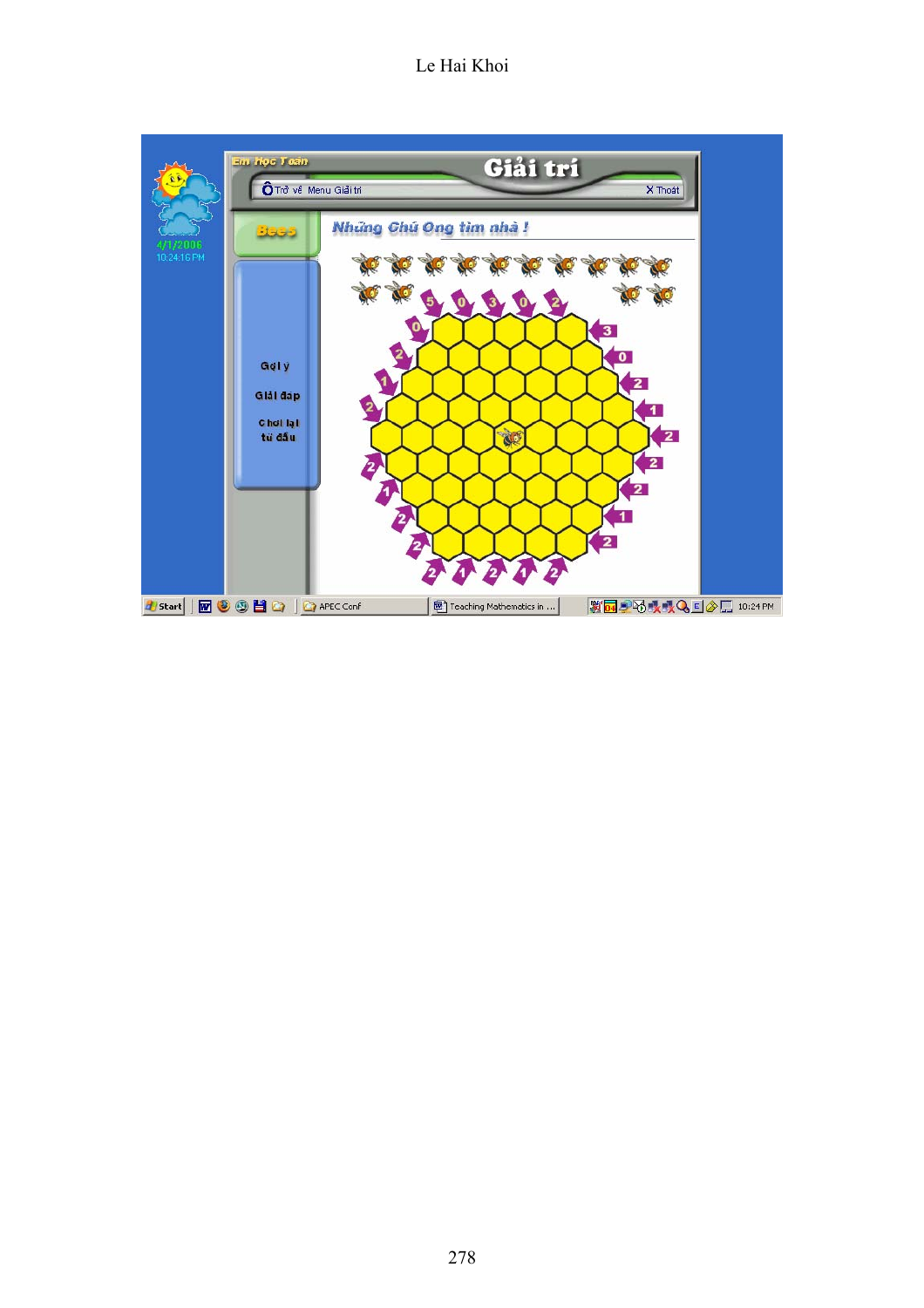Em Học Toán

Giải trí

Trở về Menu Giải trí

Thoát

Bees

Những Chú Ong tìm nhà !

Gợi ý

Giải đáp

Chơi lại từ đầu

4/1/2006

10:24:16 PM

Start

APEC Conf

Teaching Mathematics in ...

10:24 PM